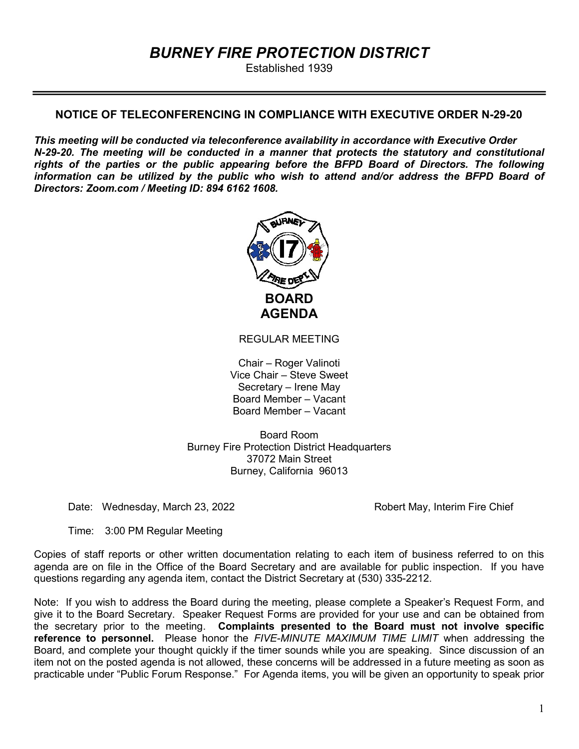# *BURNEY FIRE PROTECTION DISTRICT*

Established 1939

---

### NOTICE OF TELECONFERENCING IN COMPLIANCE WITH EXECUTIVE ORDER N-29-20

***This meeting will be conducted via teleconference availability in accordance with Executive Order N-29-20. The meeting will be conducted in a manner that protects the statutory and constitutional rights of the parties or the public appearing before the BFPD Board of Directors. The following information can be utilized by the public who wish to attend and/or address the BFPD Board of Directors: Zoom.com / Meeting ID: 894 6162 1608.***

## BOARD AGENDA

REGULAR MEETING

Chair – Roger Valinoti
Vice Chair – Steve Sweet
Secretary – Irene May
Board Member – Vacant
Board Member – Vacant

Board Room
Burney Fire Protection District Headquarters
37072 Main Street
Burney, California 96013

Date: Wednesday, March 23, 2022

Robert May, Interim Fire Chief

Time: 3:00 PM Regular Meeting

Copies of staff reports or other written documentation relating to each item of business referred to on this agenda are on file in the Office of the Board Secretary and are available for public inspection. If you have questions regarding any agenda item, contact the District Secretary at (530) 335-2212.

Note: If you wish to address the Board during the meeting, please complete a Speaker's Request Form, and give it to the Board Secretary. Speaker Request Forms are provided for your use and can be obtained from the secretary prior to the meeting. **Complaints presented to the Board must not involve specific reference to personnel.** Please honor the *FIVE-MINUTE MAXIMUM TIME LIMIT* when addressing the Board, and complete your thought quickly if the timer sounds while you are speaking. Since discussion of an item not on the posted agenda is not allowed, these concerns will be addressed in a future meeting as soon as practicable under "Public Forum Response." For Agenda items, you will be given an opportunity to speak prior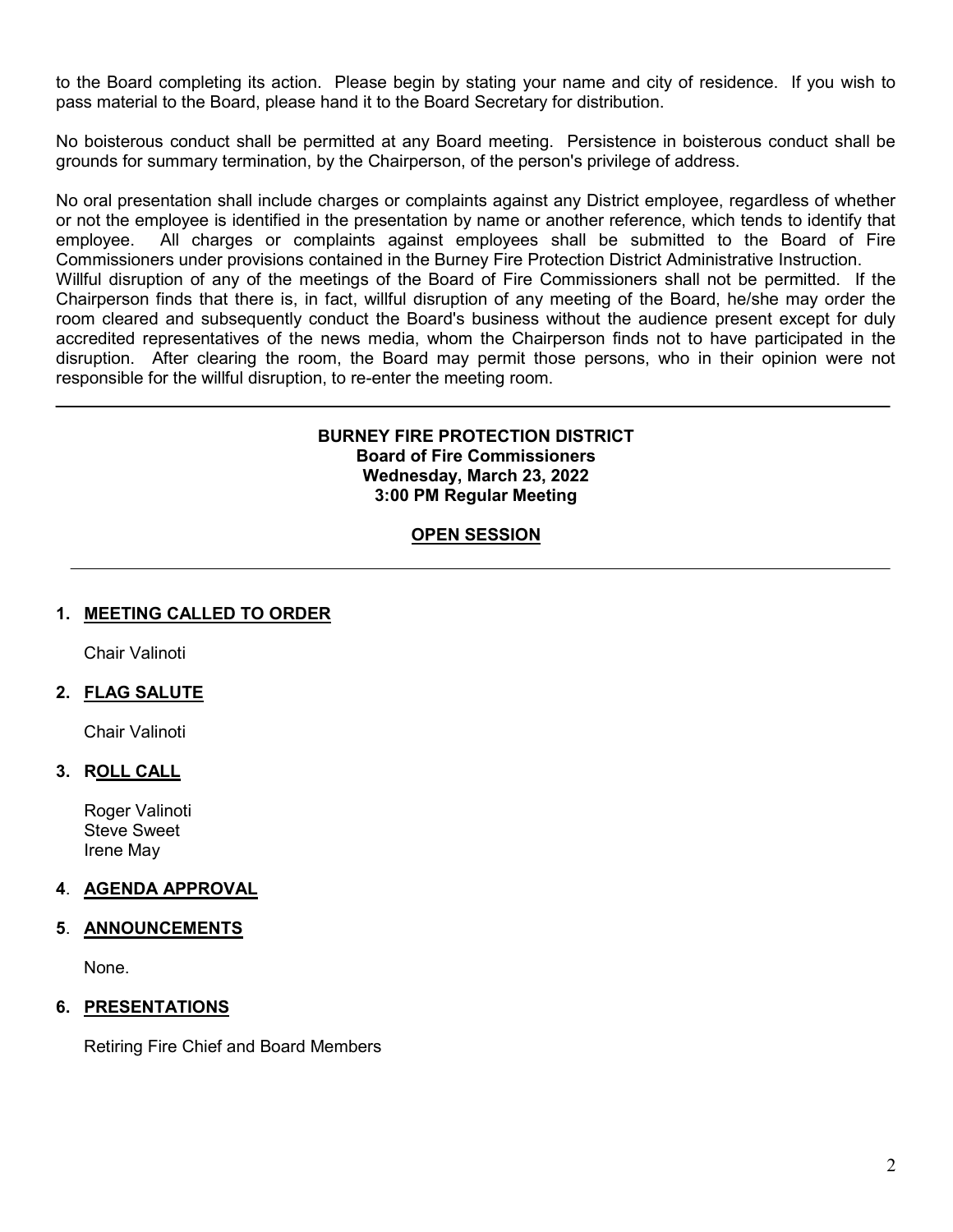to the Board completing its action. Please begin by stating your name and city of residence. If you wish to pass material to the Board, please hand it to the Board Secretary for distribution.

No boisterous conduct shall be permitted at any Board meeting. Persistence in boisterous conduct shall be grounds for summary termination, by the Chairperson, of the person's privilege of address.

No oral presentation shall include charges or complaints against any District employee, regardless of whether or not the employee is identified in the presentation by name or another reference, which tends to identify that employee. All charges or complaints against employees shall be submitted to the Board of Fire Commissioners under provisions contained in the Burney Fire Protection District Administrative Instruction.
Willful disruption of any of the meetings of the Board of Fire Commissioners shall not be permitted. If the Chairperson finds that there is, in fact, willful disruption of any meeting of the Board, he/she may order the room cleared and subsequently conduct the Board's business without the audience present except for duly accredited representatives of the news media, whom the Chairperson finds not to have participated in the disruption. After clearing the room, the Board may permit those persons, who in their opinion were not responsible for the willful disruption, to re-enter the meeting room.

---

**BURNEY FIRE PROTECTION DISTRICT**
**Board of Fire Commissioners**
**Wednesday, March 23, 2022**
**3:00 PM Regular Meeting**

**OPEN SESSION**

---

**1. MEETING CALLED TO ORDER**

Chair Valinoti

**2. FLAG SALUTE**

Chair Valinoti

**3. ROLL CALL**

Roger Valinoti
Steve Sweet
Irene May

**4. AGENDA APPROVAL**

**5. ANNOUNCEMENTS**

None.

**6. PRESENTATIONS**

Retiring Fire Chief and Board Members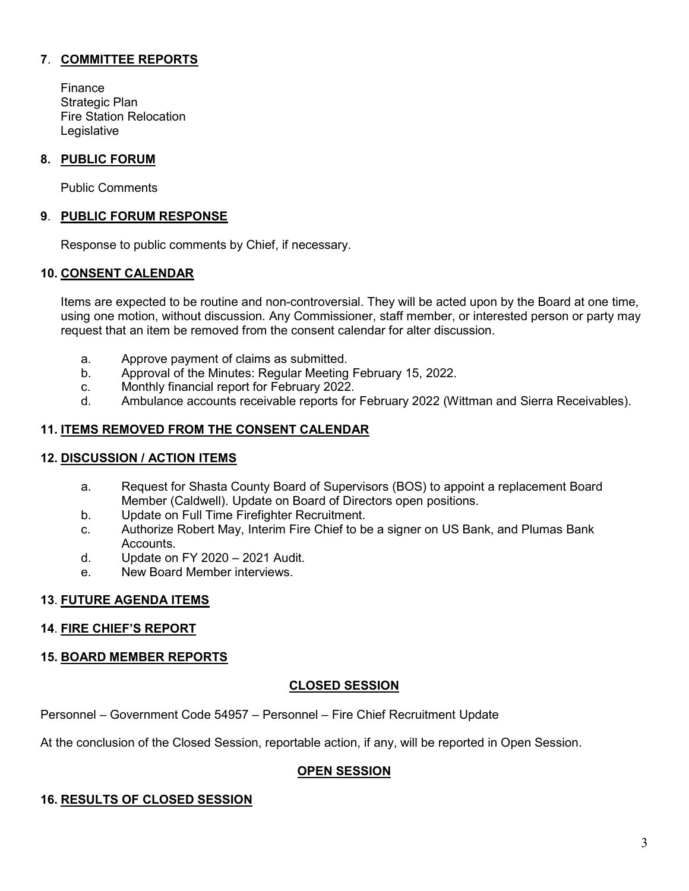## 7. COMMITTEE REPORTS

Finance
Strategic Plan
Fire Station Relocation
Legislative

## 8. PUBLIC FORUM

Public Comments

## 9. PUBLIC FORUM RESPONSE

Response to public comments by Chief, if necessary.

## 10. CONSENT CALENDAR

Items are expected to be routine and non-controversial. They will be acted upon by the Board at one time, using one motion, without discussion. Any Commissioner, staff member, or interested person or party may request that an item be removed from the consent calendar for alter discussion.

a. Approve payment of claims as submitted.
b. Approval of the Minutes: Regular Meeting February 15, 2022.
c. Monthly financial report for February 2022.
d. Ambulance accounts receivable reports for February 2022 (Wittman and Sierra Receivables).

## 11. ITEMS REMOVED FROM THE CONSENT CALENDAR

## 12. DISCUSSION / ACTION ITEMS

a. Request for Shasta County Board of Supervisors (BOS) to appoint a replacement Board Member (Caldwell). Update on Board of Directors open positions.
b. Update on Full Time Firefighter Recruitment.
c. Authorize Robert May, Interim Fire Chief to be a signer on US Bank, and Plumas Bank Accounts.
d. Update on FY 2020 – 2021 Audit.
e. New Board Member interviews.

## 13. FUTURE AGENDA ITEMS

## 14. FIRE CHIEF'S REPORT

## 15. BOARD MEMBER REPORTS

## CLOSED SESSION

Personnel – Government Code 54957 – Personnel – Fire Chief Recruitment Update

At the conclusion of the Closed Session, reportable action, if any, will be reported in Open Session.

## OPEN SESSION

## 16. RESULTS OF CLOSED SESSION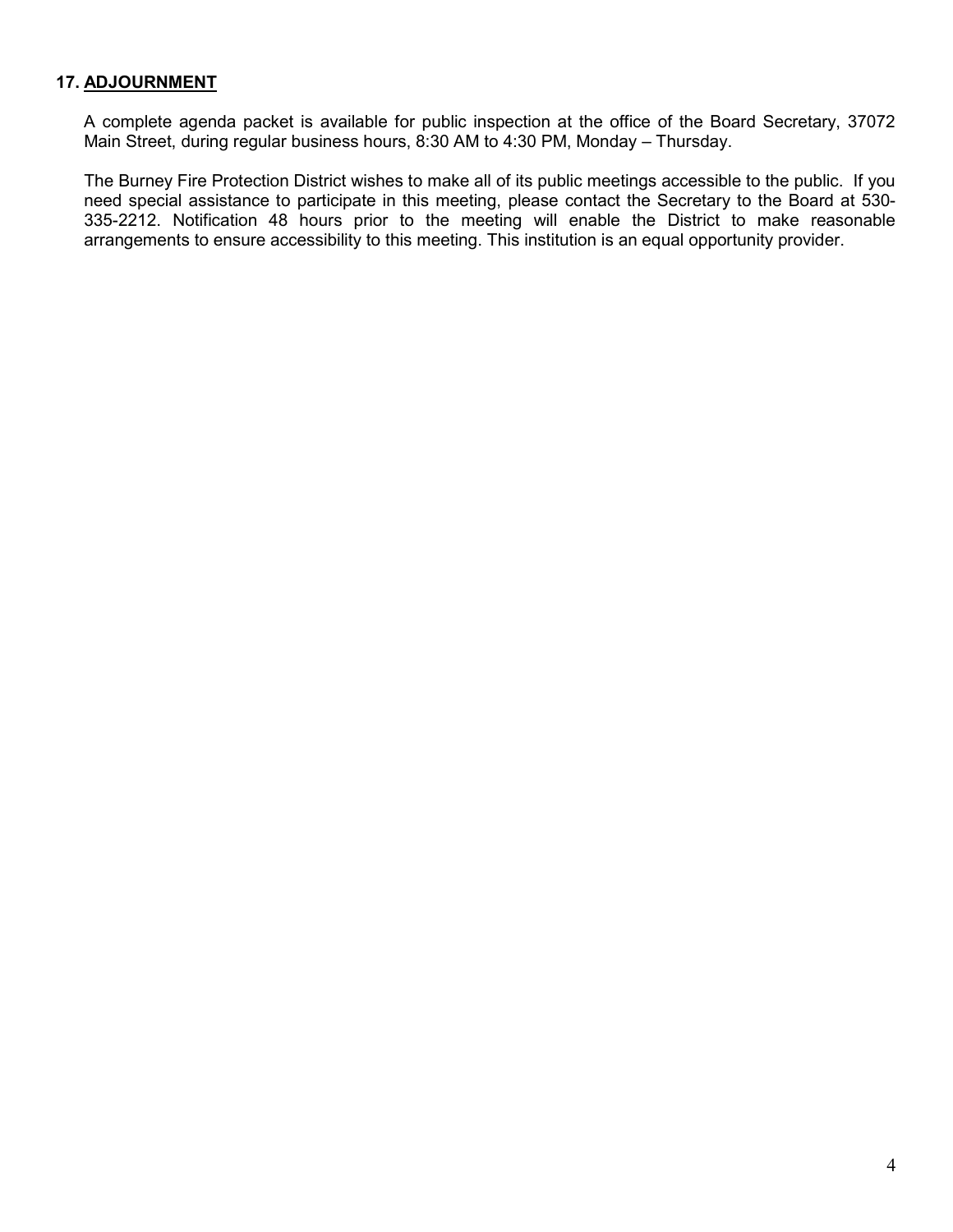## 17. ADJOURNMENT

A complete agenda packet is available for public inspection at the office of the Board Secretary, 37072 Main Street, during regular business hours, 8:30 AM to 4:30 PM, Monday – Thursday.

The Burney Fire Protection District wishes to make all of its public meetings accessible to the public. If you need special assistance to participate in this meeting, please contact the Secretary to the Board at 530-335-2212. Notification 48 hours prior to the meeting will enable the District to make reasonable arrangements to ensure accessibility to this meeting. This institution is an equal opportunity provider.